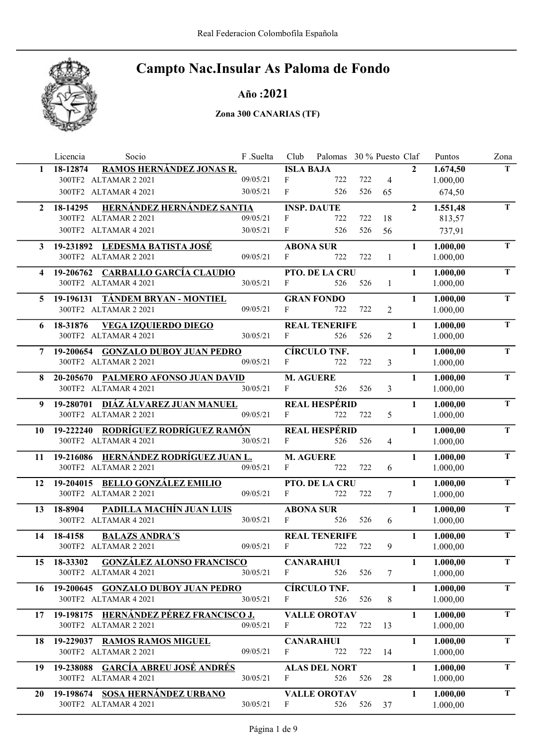# Campto Nac.Insular As Paloma de Fondo

## Año :2021

### Zona 300 CANARIAS (TF)

| | Licencia | Socio | F .Suelta | Club | Palomas | 30 % | Puesto | Claf | Puntos | Zona |
|---|---|---|---|---|---|---|---|---|---|---|
| **1** | **18-12874** | **RAMOS HERNÁNDEZ JONAS R.** | | **ISLA BAJA** | | | | **2** | **1.674,50** | **T** |
| | 300TF2 | ALTAMAR 2 2021 | 09/05/21 | F | 722 | 722 | 4 | | 1.000,00 | |
| | 300TF2 | ALTAMAR 4 2021 | 30/05/21 | F | 526 | 526 | 65 | | 674,50 | |
| **2** | **18-14295** | **HERNÁNDEZ HERNÁNDEZ SANTIA** | | **INSP. DAUTE** | | | | **2** | **1.551,48** | **T** |
| | 300TF2 | ALTAMAR 2 2021 | 09/05/21 | F | 722 | 722 | 18 | | 813,57 | |
| | 300TF2 | ALTAMAR 4 2021 | 30/05/21 | F | 526 | 526 | 56 | | 737,91 | |
| **3** | **19-231892** | **LEDESMA BATISTA JOSÉ** | | **ABONA SUR** | | | | **1** | **1.000,00** | **T** |
| | 300TF2 | ALTAMAR 2 2021 | 09/05/21 | F | 722 | 722 | 1 | | 1.000,00 | |
| **4** | **19-206762** | **CARBALLO GARCÍA CLAUDIO** | | **PTO. DE LA CRU** | | | | **1** | **1.000,00** | **T** |
| | 300TF2 | ALTAMAR 4 2021 | 30/05/21 | F | 526 | 526 | 1 | | 1.000,00 | |
| **5** | **19-196131** | **TÁNDEM BRYAN - MONTIEL** | | **GRAN FONDO** | | | | **1** | **1.000,00** | **T** |
| | 300TF2 | ALTAMAR 2 2021 | 09/05/21 | F | 722 | 722 | 2 | | 1.000,00 | |
| **6** | **18-31876** | **VEGA IZQUIERDO DIEGO** | | **REAL TENERIFE** | | | | **1** | **1.000,00** | **T** |
| | 300TF2 | ALTAMAR 4 2021 | 30/05/21 | F | 526 | 526 | 2 | | 1.000,00 | |
| **7** | **19-200654** | **GONZALO DUBOY JUAN PEDRO** | | **CÍRCULO TNF.** | | | | **1** | **1.000,00** | **T** |
| | 300TF2 | ALTAMAR 2 2021 | 09/05/21 | F | 722 | 722 | 3 | | 1.000,00 | |
| **8** | **20-205670** | **PALMERO AFONSO JUAN DAVID** | | **M. AGUERE** | | | | **1** | **1.000,00** | **T** |
| | 300TF2 | ALTAMAR 4 2021 | 30/05/21 | F | 526 | 526 | 3 | | 1.000,00 | |
| **9** | **19-280701** | **DIÁZ ÁLVAREZ JUAN MANUEL** | | **REAL HESPÉRID** | | | | **1** | **1.000,00** | **T** |
| | 300TF2 | ALTAMAR 2 2021 | 09/05/21 | F | 722 | 722 | 5 | | 1.000,00 | |
| **10** | **19-222240** | **RODRÍGUEZ RODRÍGUEZ RAMÓN** | | **REAL HESPÉRID** | | | | **1** | **1.000,00** | **T** |
| | 300TF2 | ALTAMAR 4 2021 | 30/05/21 | F | 526 | 526 | 4 | | 1.000,00 | |
| **11** | **19-216086** | **HERNÁNDEZ RODRÍGUEZ JUAN L.** | | **M. AGUERE** | | | | **1** | **1.000,00** | **T** |
| | 300TF2 | ALTAMAR 2 2021 | 09/05/21 | F | 722 | 722 | 6 | | 1.000,00 | |
| **12** | **19-204015** | **BELLO GONZÁLEZ EMILIO** | | **PTO. DE LA CRU** | | | | **1** | **1.000,00** | **T** |
| | 300TF2 | ALTAMAR 2 2021 | 09/05/21 | F | 722 | 722 | 7 | | 1.000,00 | |
| **13** | **18-8904** | **PADILLA MACHÍN JUAN LUIS** | | **ABONA SUR** | | | | **1** | **1.000,00** | **T** |
| | 300TF2 | ALTAMAR 4 2021 | 30/05/21 | F | 526 | 526 | 6 | | 1.000,00 | |
| **14** | **18-4158** | **BALAZS ANDRA´S** | | **REAL TENERIFE** | | | | **1** | **1.000,00** | **T** |
| | 300TF2 | ALTAMAR 2 2021 | 09/05/21 | F | 722 | 722 | 9 | | 1.000,00 | |
| **15** | **18-33302** | **GONZÁLEZ ALONSO FRANCISCO** | | **CANARAHUI** | | | | **1** | **1.000,00** | **T** |
| | 300TF2 | ALTAMAR 4 2021 | 30/05/21 | F | 526 | 526 | 7 | | 1.000,00 | |
| **16** | **19-200645** | **GONZALO DUBOY JUAN PEDRO** | | **CÍRCULO TNF.** | | | | **1** | **1.000,00** | **T** |
| | 300TF2 | ALTAMAR 4 2021 | 30/05/21 | F | 526 | 526 | 8 | | 1.000,00 | |
| **17** | **19-198175** | **HERNÁNDEZ PÉREZ FRANCISCO J.** | | **VALLE OROTAV** | | | | **1** | **1.000,00** | **T** |
| | 300TF2 | ALTAMAR 2 2021 | 09/05/21 | F | 722 | 722 | 13 | | 1.000,00 | |
| **18** | **19-229037** | **RAMOS RAMOS MIGUEL** | | **CANARAHUI** | | | | **1** | **1.000,00** | **T** |
| | 300TF2 | ALTAMAR 2 2021 | 09/05/21 | F | 722 | 722 | 14 | | 1.000,00 | |
| **19** | **19-238088** | **GARCÍA ABREU JOSÉ ANDRÉS** | | **ALAS DEL NORT** | | | | **1** | **1.000,00** | **T** |
| | 300TF2 | ALTAMAR 4 2021 | 30/05/21 | F | 526 | 526 | 28 | | 1.000,00 | |
| **20** | **19-198674** | **SOSA HERNÁNDEZ URBANO** | | **VALLE OROTAV** | | | | **1** | **1.000,00** | **T** |
| | 300TF2 | ALTAMAR 4 2021 | 30/05/21 | F | 526 | 526 | 37 | | 1.000,00 | |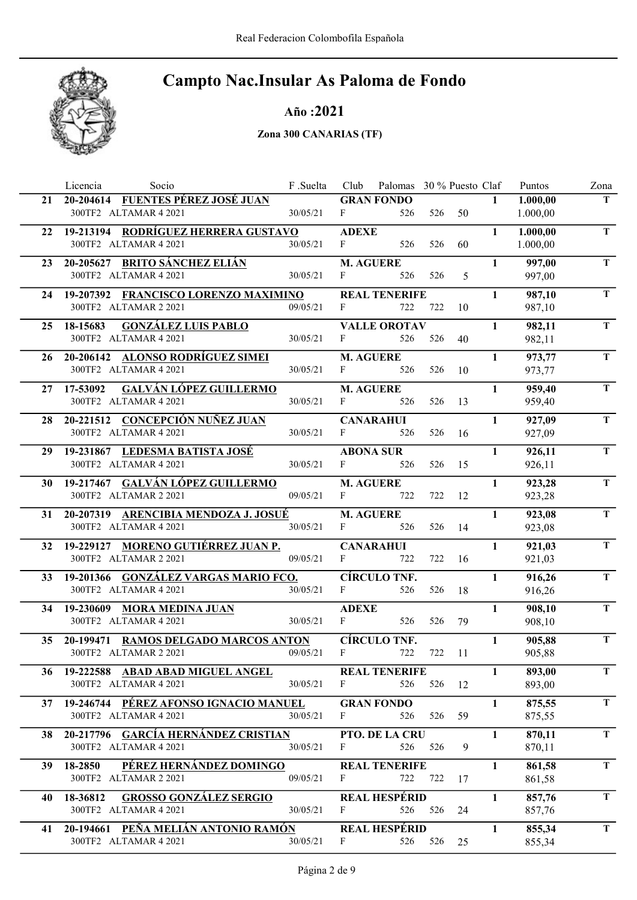Real Federacion Colombofila Española

# Campto Nac.Insular As Paloma de Fondo

## Año :2021

### Zona 300 CANARIAS (TF)

| | Licencia | Socio | F .Suelta | Club | Palomas | 30 % | Puesto | Claf | Puntos | Zona |
|---|---|---|---|---|---|---|---|---|---|---|
| 21 | 20-204614 | **FUENTES PÉREZ JOSÉ JUAN** | | **GRAN FONDO** | | | | **1** | **1.000,00** | **T** |
| | | 300TF2 ALTAMAR 4 2021 | 30/05/21 | F | 526 | 526 | 50 | | 1.000,00 | |
| 22 | 19-213194 | **RODRÍGUEZ HERRERA GUSTAVO** | | **ADEXE** | | | | **1** | **1.000,00** | **T** |
| | | 300TF2 ALTAMAR 4 2021 | 30/05/21 | F | 526 | 526 | 60 | | 1.000,00 | |
| 23 | 20-205627 | **BRITO SÁNCHEZ ELIÁN** | | **M. AGUERE** | | | | **1** | **997,00** | **T** |
| | | 300TF2 ALTAMAR 4 2021 | 30/05/21 | F | 526 | 526 | 5 | | 997,00 | |
| 24 | 19-207392 | **FRANCISCO LORENZO MAXIMINO** | | **REAL TENERIFE** | | | | **1** | **987,10** | **T** |
| | | 300TF2 ALTAMAR 2 2021 | 09/05/21 | F | 722 | 722 | 10 | | 987,10 | |
| 25 | 18-15683 | **GONZÁLEZ LUIS PABLO** | | **VALLE OROTAV** | | | | **1** | **982,11** | **T** |
| | | 300TF2 ALTAMAR 4 2021 | 30/05/21 | F | 526 | 526 | 40 | | 982,11 | |
| 26 | 20-206142 | **ALONSO RODRÍGUEZ SIMEI** | | **M. AGUERE** | | | | **1** | **973,77** | **T** |
| | | 300TF2 ALTAMAR 4 2021 | 30/05/21 | F | 526 | 526 | 10 | | 973,77 | |
| 27 | 17-53092 | **GALVÁN LÓPEZ GUILLERMO** | | **M. AGUERE** | | | | **1** | **959,40** | **T** |
| | | 300TF2 ALTAMAR 4 2021 | 30/05/21 | F | 526 | 526 | 13 | | 959,40 | |
| 28 | 20-221512 | **CONCEPCIÓN NUÑEZ JUAN** | | **CANARAHUI** | | | | **1** | **927,09** | **T** |
| | | 300TF2 ALTAMAR 4 2021 | 30/05/21 | F | 526 | 526 | 16 | | 927,09 | |
| 29 | 19-231867 | **LEDESMA BATISTA JOSÉ** | | **ABONA SUR** | | | | **1** | **926,11** | **T** |
| | | 300TF2 ALTAMAR 4 2021 | 30/05/21 | F | 526 | 526 | 15 | | 926,11 | |
| 30 | 19-217467 | **GALVÁN LÓPEZ GUILLERMO** | | **M. AGUERE** | | | | **1** | **923,28** | **T** |
| | | 300TF2 ALTAMAR 2 2021 | 09/05/21 | F | 722 | 722 | 12 | | 923,28 | |
| 31 | 20-207319 | **ARENCIBIA MENDOZA J. JOSUÉ** | | **M. AGUERE** | | | | **1** | **923,08** | **T** |
| | | 300TF2 ALTAMAR 4 2021 | 30/05/21 | F | 526 | 526 | 14 | | 923,08 | |
| 32 | 19-229127 | **MORENO GUTIÉRREZ JUAN P.** | | **CANARAHUI** | | | | **1** | **921,03** | **T** |
| | | 300TF2 ALTAMAR 2 2021 | 09/05/21 | F | 722 | 722 | 16 | | 921,03 | |
| 33 | 19-201366 | **GONZÁLEZ VARGAS MARIO FCO.** | | **CÍRCULO TNF.** | | | | **1** | **916,26** | **T** |
| | | 300TF2 ALTAMAR 4 2021 | 30/05/21 | F | 526 | 526 | 18 | | 916,26 | |
| 34 | 19-230609 | **MORA MEDINA JUAN** | | **ADEXE** | | | | **1** | **908,10** | **T** |
| | | 300TF2 ALTAMAR 4 2021 | 30/05/21 | F | 526 | 526 | 79 | | 908,10 | |
| 35 | 20-199471 | **RAMOS DELGADO MARCOS ANTON** | | **CÍRCULO TNF.** | | | | **1** | **905,88** | **T** |
| | | 300TF2 ALTAMAR 2 2021 | 09/05/21 | F | 722 | 722 | 11 | | 905,88 | |
| 36 | 19-222588 | **ABAD ABAD MIGUEL ANGEL** | | **REAL TENERIFE** | | | | **1** | **893,00** | **T** |
| | | 300TF2 ALTAMAR 4 2021 | 30/05/21 | F | 526 | 526 | 12 | | 893,00 | |
| 37 | 19-246744 | **PÉREZ AFONSO IGNACIO MANUEL** | | **GRAN FONDO** | | | | **1** | **875,55** | **T** |
| | | 300TF2 ALTAMAR 4 2021 | 30/05/21 | F | 526 | 526 | 59 | | 875,55 | |
| 38 | 20-217796 | **GARCÍA HERNÁNDEZ CRISTIAN** | | **PTO. DE LA CRU** | | | | **1** | **870,11** | **T** |
| | | 300TF2 ALTAMAR 4 2021 | 30/05/21 | F | 526 | 526 | 9 | | 870,11 | |
| 39 | 18-2850 | **PÉREZ HERNÁNDEZ DOMINGO** | | **REAL TENERIFE** | | | | **1** | **861,58** | **T** |
| | | 300TF2 ALTAMAR 2 2021 | 09/05/21 | F | 722 | 722 | 17 | | 861,58 | |
| 40 | 18-36812 | **GROSSO GONZÁLEZ SERGIO** | | **REAL HESPÉRID** | | | | **1** | **857,76** | **T** |
| | | 300TF2 ALTAMAR 4 2021 | 30/05/21 | F | 526 | 526 | 24 | | 857,76 | |
| 41 | 20-194661 | **PEÑA MELIÁN ANTONIO RAMÓN** | | **REAL HESPÉRID** | | | | **1** | **855,34** | **T** |
| | | 300TF2 ALTAMAR 4 2021 | 30/05/21 | F | 526 | 526 | 25 | | 855,34 | |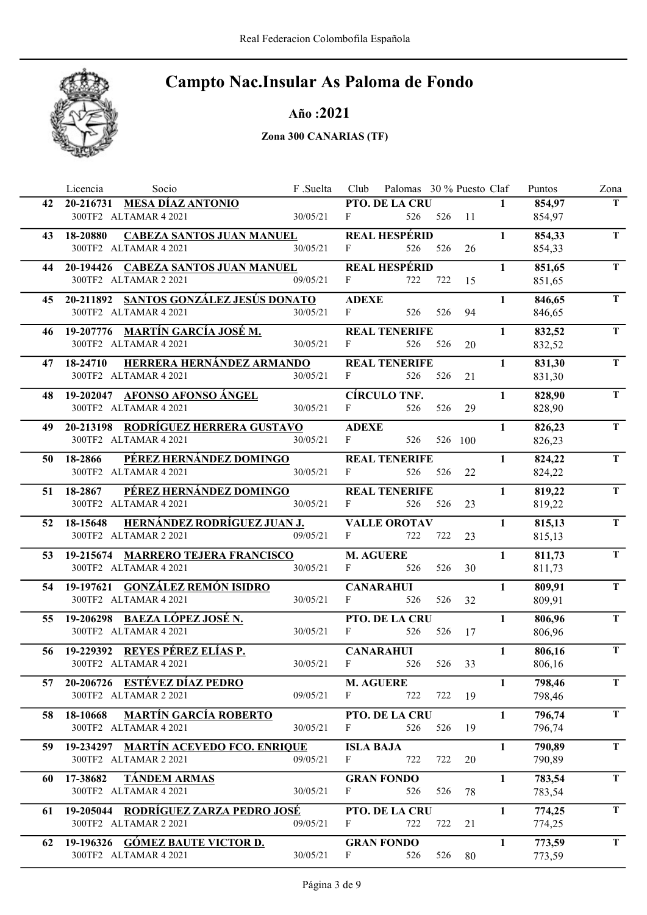# Campto Nac.Insular As Paloma de Fondo

## Año :2021

### Zona 300 CANARIAS (TF)

| | Licencia | Socio | F .Suelta | Club | Palomas | 30 % | Puesto | Claf | Puntos | Zona |
|---|---|---|---|---|---|---|---|---|---|---|
| 42 | 20-216731 | **MESA DÍAZ ANTONIO** | | **PTO. DE LA CRU** | | | | **1** | **854,97** | **T** |
| | 300TF2 | ALTAMAR 4 2021 | 30/05/21 | F | 526 | 526 | 11 | | 854,97 | |
| 43 | 18-20880 | **CABEZA SANTOS JUAN MANUEL** | | **REAL HESPÉRID** | | | | **1** | **854,33** | **T** |
| | 300TF2 | ALTAMAR 4 2021 | 30/05/21 | F | 526 | 526 | 26 | | 854,33 | |
| 44 | 20-194426 | **CABEZA SANTOS JUAN MANUEL** | | **REAL HESPÉRID** | | | | **1** | **851,65** | **T** |
| | 300TF2 | ALTAMAR 2 2021 | 09/05/21 | F | 722 | 722 | 15 | | 851,65 | |
| 45 | 20-211892 | **SANTOS GONZÁLEZ JESÚS DONATO** | | **ADEXE** | | | | **1** | **846,65** | **T** |
| | 300TF2 | ALTAMAR 4 2021 | 30/05/21 | F | 526 | 526 | 94 | | 846,65 | |
| 46 | 19-207776 | **MARTÍN GARCÍA JOSÉ M.** | | **REAL TENERIFE** | | | | **1** | **832,52** | **T** |
| | 300TF2 | ALTAMAR 4 2021 | 30/05/21 | F | 526 | 526 | 20 | | 832,52 | |
| 47 | 18-24710 | **HERRERA HERNÁNDEZ ARMANDO** | | **REAL TENERIFE** | | | | **1** | **831,30** | **T** |
| | 300TF2 | ALTAMAR 4 2021 | 30/05/21 | F | 526 | 526 | 21 | | 831,30 | |
| 48 | 19-202047 | **AFONSO AFONSO ÁNGEL** | | **CÍRCULO TNF.** | | | | **1** | **828,90** | **T** |
| | 300TF2 | ALTAMAR 4 2021 | 30/05/21 | F | 526 | 526 | 29 | | 828,90 | |
| 49 | 20-213198 | **RODRÍGUEZ HERRERA GUSTAVO** | | **ADEXE** | | | | **1** | **826,23** | **T** |
| | 300TF2 | ALTAMAR 4 2021 | 30/05/21 | F | 526 | 526 | 100 | | 826,23 | |
| 50 | 18-2866 | **PÉREZ HERNÁNDEZ DOMINGO** | | **REAL TENERIFE** | | | | **1** | **824,22** | **T** |
| | 300TF2 | ALTAMAR 4 2021 | 30/05/21 | F | 526 | 526 | 22 | | 824,22 | |
| 51 | 18-2867 | **PÉREZ HERNÁNDEZ DOMINGO** | | **REAL TENERIFE** | | | | **1** | **819,22** | **T** |
| | 300TF2 | ALTAMAR 4 2021 | 30/05/21 | F | 526 | 526 | 23 | | 819,22 | |
| 52 | 18-15648 | **HERNÁNDEZ RODRÍGUEZ JUAN J.** | | **VALLE OROTAV** | | | | **1** | **815,13** | **T** |
| | 300TF2 | ALTAMAR 2 2021 | 09/05/21 | F | 722 | 722 | 23 | | 815,13 | |
| 53 | 19-215674 | **MARRERO TEJERA FRANCISCO** | | **M. AGUERE** | | | | **1** | **811,73** | **T** |
| | 300TF2 | ALTAMAR 4 2021 | 30/05/21 | F | 526 | 526 | 30 | | 811,73 | |
| 54 | 19-197621 | **GONZÁLEZ REMÓN ISIDRO** | | **CANARAHUI** | | | | **1** | **809,91** | **T** |
| | 300TF2 | ALTAMAR 4 2021 | 30/05/21 | F | 526 | 526 | 32 | | 809,91 | |
| 55 | 19-206298 | **BAEZA LÓPEZ JOSÉ N.** | | **PTO. DE LA CRU** | | | | **1** | **806,96** | **T** |
| | 300TF2 | ALTAMAR 4 2021 | 30/05/21 | F | 526 | 526 | 17 | | 806,96 | |
| 56 | 19-229392 | **REYES PÉREZ ELÍAS P.** | | **CANARAHUI** | | | | **1** | **806,16** | **T** |
| | 300TF2 | ALTAMAR 4 2021 | 30/05/21 | F | 526 | 526 | 33 | | 806,16 | |
| 57 | 20-206726 | **ESTÉVEZ DÍAZ PEDRO** | | **M. AGUERE** | | | | **1** | **798,46** | **T** |
| | 300TF2 | ALTAMAR 2 2021 | 09/05/21 | F | 722 | 722 | 19 | | 798,46 | |
| 58 | 18-10668 | **MARTÍN GARCÍA ROBERTO** | | **PTO. DE LA CRU** | | | | **1** | **796,74** | **T** |
| | 300TF2 | ALTAMAR 4 2021 | 30/05/21 | F | 526 | 526 | 19 | | 796,74 | |
| 59 | 19-234297 | **MARTÍN ACEVEDO FCO. ENRIQUE** | | **ISLA BAJA** | | | | **1** | **790,89** | **T** |
| | 300TF2 | ALTAMAR 2 2021 | 09/05/21 | F | 722 | 722 | 20 | | 790,89 | |
| 60 | 17-38682 | **TÁNDEM ARMAS** | | **GRAN FONDO** | | | | **1** | **783,54** | **T** |
| | 300TF2 | ALTAMAR 4 2021 | 30/05/21 | F | 526 | 526 | 78 | | 783,54 | |
| 61 | 19-205044 | **RODRÍGUEZ ZARZA PEDRO JOSÉ** | | **PTO. DE LA CRU** | | | | **1** | **774,25** | **T** |
| | 300TF2 | ALTAMAR 2 2021 | 09/05/21 | F | 722 | 722 | 21 | | 774,25 | |
| 62 | 19-196326 | **GÓMEZ BAUTE VICTOR D.** | | **GRAN FONDO** | | | | **1** | **773,59** | **T** |
| | 300TF2 | ALTAMAR 4 2021 | 30/05/21 | F | 526 | 526 | 80 | | 773,59 | |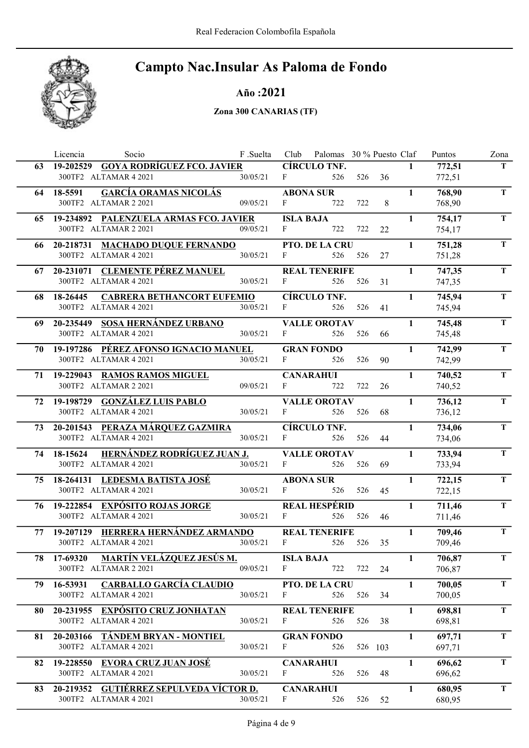Real Federacion Colombofila Española

# Campto Nac.Insular As Paloma de Fondo

## Año :2021

### Zona 300 CANARIAS (TF)

| | Licencia | Socio | F .Suelta | Club | Palomas | 30 % | Puesto | Claf | Puntos | Zona |
|---|---|---|---|---|---|---|---|---|---|---|
| 63 | 19-202529 | **GOYA RODRÍGUEZ FCO. JAVIER** | | **CÍRCULO TNF.** | | | | 1 | **772,51** | T |
| | 300TF2 | ALTAMAR 4 2021 | 30/05/21 | F | 526 | 526 | 36 | | 772,51 | |
| 64 | 18-5591 | **GARCÍA ORAMAS NICOLÁS** | | **ABONA SUR** | | | | 1 | **768,90** | T |
| | 300TF2 | ALTAMAR 2 2021 | 09/05/21 | F | 722 | 722 | 8 | | 768,90 | |
| 65 | 19-234892 | **PALENZUELA ARMAS FCO. JAVIER** | | **ISLA BAJA** | | | | 1 | **754,17** | T |
| | 300TF2 | ALTAMAR 2 2021 | 09/05/21 | F | 722 | 722 | 22 | | 754,17 | |
| 66 | 20-218731 | **MACHADO DUQUE FERNANDO** | | **PTO. DE LA CRU** | | | | 1 | **751,28** | T |
| | 300TF2 | ALTAMAR 4 2021 | 30/05/21 | F | 526 | 526 | 27 | | 751,28 | |
| 67 | 20-231071 | **CLEMENTE PÉREZ MANUEL** | | **REAL TENERIFE** | | | | 1 | **747,35** | T |
| | 300TF2 | ALTAMAR 4 2021 | 30/05/21 | F | 526 | 526 | 31 | | 747,35 | |
| 68 | 18-26445 | **CABRERA BETHANCORT EUFEMIO** | | **CÍRCULO TNF.** | | | | 1 | **745,94** | T |
| | 300TF2 | ALTAMAR 4 2021 | 30/05/21 | F | 526 | 526 | 41 | | 745,94 | |
| 69 | 20-235449 | **SOSA HERNÁNDEZ URBANO** | | **VALLE OROTAV** | | | | 1 | **745,48** | T |
| | 300TF2 | ALTAMAR 4 2021 | 30/05/21 | F | 526 | 526 | 66 | | 745,48 | |
| 70 | 19-197286 | **PÉREZ AFONSO IGNACIO MANUEL** | | **GRAN FONDO** | | | | 1 | **742,99** | T |
| | 300TF2 | ALTAMAR 4 2021 | 30/05/21 | F | 526 | 526 | 90 | | 742,99 | |
| 71 | 19-229043 | **RAMOS RAMOS MIGUEL** | | **CANARAHUI** | | | | 1 | **740,52** | T |
| | 300TF2 | ALTAMAR 2 2021 | 09/05/21 | F | 722 | 722 | 26 | | 740,52 | |
| 72 | 19-198729 | **GONZÁLEZ LUIS PABLO** | | **VALLE OROTAV** | | | | 1 | **736,12** | T |
| | 300TF2 | ALTAMAR 4 2021 | 30/05/21 | F | 526 | 526 | 68 | | 736,12 | |
| 73 | 20-201543 | **PERAZA MÁRQUEZ GAZMIRA** | | **CÍRCULO TNF.** | | | | 1 | **734,06** | T |
| | 300TF2 | ALTAMAR 4 2021 | 30/05/21 | F | 526 | 526 | 44 | | 734,06 | |
| 74 | 18-15624 | **HERNÁNDEZ RODRÍGUEZ JUAN J.** | | **VALLE OROTAV** | | | | 1 | **733,94** | T |
| | 300TF2 | ALTAMAR 4 2021 | 30/05/21 | F | 526 | 526 | 69 | | 733,94 | |
| 75 | 18-264131 | **LEDESMA BATISTA JOSÉ** | | **ABONA SUR** | | | | 1 | **722,15** | T |
| | 300TF2 | ALTAMAR 4 2021 | 30/05/21 | F | 526 | 526 | 45 | | 722,15 | |
| 76 | 19-222854 | **EXPÓSITO ROJAS JORGE** | | **REAL HESPÉRID** | | | | 1 | **711,46** | T |
| | 300TF2 | ALTAMAR 4 2021 | 30/05/21 | F | 526 | 526 | 46 | | 711,46 | |
| 77 | 19-207129 | **HERRERA HERNÁNDEZ ARMANDO** | | **REAL TENERIFE** | | | | 1 | **709,46** | T |
| | 300TF2 | ALTAMAR 4 2021 | 30/05/21 | F | 526 | 526 | 35 | | 709,46 | |
| 78 | 17-69320 | **MARTÍN VELÁZQUEZ JESÚS M.** | | **ISLA BAJA** | | | | 1 | **706,87** | T |
| | 300TF2 | ALTAMAR 2 2021 | 09/05/21 | F | 722 | 722 | 24 | | 706,87 | |
| 79 | 16-53931 | **CARBALLO GARCÍA CLAUDIO** | | **PTO. DE LA CRU** | | | | 1 | **700,05** | T |
| | 300TF2 | ALTAMAR 4 2021 | 30/05/21 | F | 526 | 526 | 34 | | 700,05 | |
| 80 | 20-231955 | **EXPÓSITO CRUZ JONHATAN** | | **REAL TENERIFE** | | | | 1 | **698,81** | T |
| | 300TF2 | ALTAMAR 4 2021 | 30/05/21 | F | 526 | 526 | 38 | | 698,81 | |
| 81 | 20-203166 | **TÁNDEM BRYAN - MONTIEL** | | **GRAN FONDO** | | | | 1 | **697,71** | T |
| | 300TF2 | ALTAMAR 4 2021 | 30/05/21 | F | 526 | 526 | 103 | | 697,71 | |
| 82 | 19-228550 | **EVORA CRUZ JUAN JOSÉ** | | **CANARAHUI** | | | | 1 | **696,62** | T |
| | 300TF2 | ALTAMAR 4 2021 | 30/05/21 | F | 526 | 526 | 48 | | 696,62 | |
| 83 | 20-219352 | **GUTIÉRREZ SEPULVEDA VÍCTOR D.** | | **CANARAHUI** | | | | 1 | **680,95** | T |
| | 300TF2 | ALTAMAR 4 2021 | 30/05/21 | F | 526 | 526 | 52 | | 680,95 | |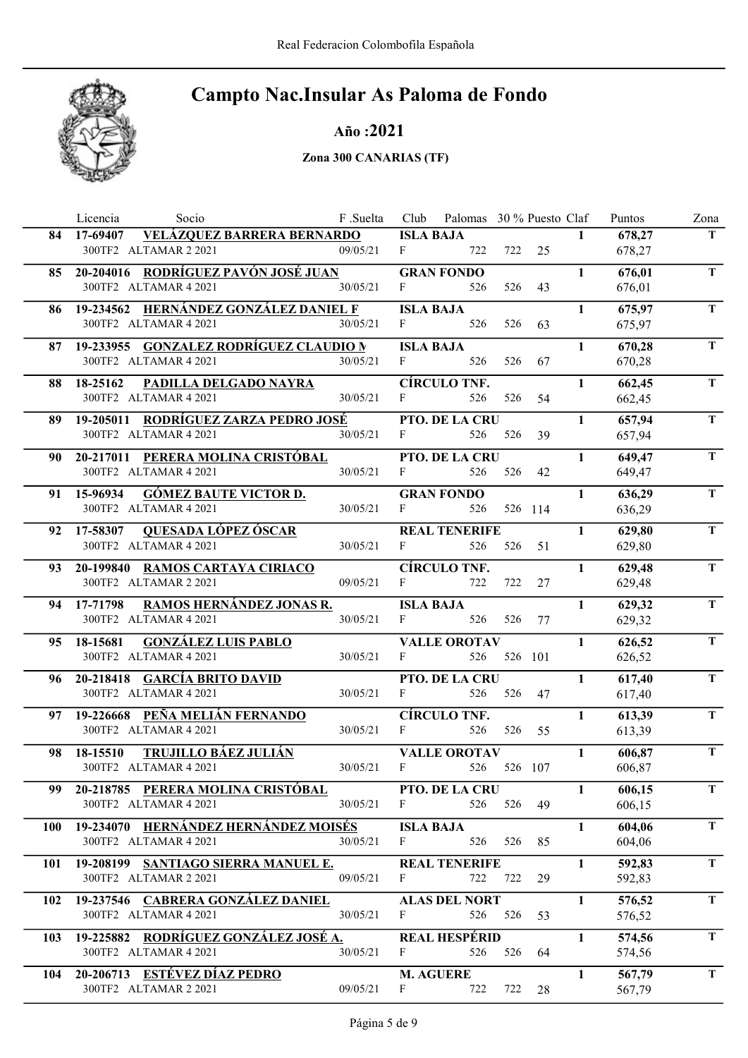# Campto Nac.Insular As Paloma de Fondo

## Año :2021

### Zona 300 CANARIAS (TF)

| | Licencia | Socio | F .Suelta | Club | Palomas | 30 % | Puesto | Claf | Puntos | Zona |
|---|---|---|---|---|---|---|---|---|---|---|
| 84 | 17-69407 | VELÁZQUEZ BARRERA BERNARDO | | ISLA BAJA | | | | 1 | 678,27 | T |
| | 300TF2 | ALTAMAR 2 2021 | 09/05/21 | F | 722 | 722 | 25 | | 678,27 | |
| 85 | 20-204016 | RODRÍGUEZ PAVÓN JOSÉ JUAN | | GRAN FONDO | | | | 1 | 676,01 | T |
| | 300TF2 | ALTAMAR 4 2021 | 30/05/21 | F | 526 | 526 | 43 | | 676,01 | |
| 86 | 19-234562 | HERNÁNDEZ GONZÁLEZ DANIEL F | | ISLA BAJA | | | | 1 | 675,97 | T |
| | 300TF2 | ALTAMAR 4 2021 | 30/05/21 | F | 526 | 526 | 63 | | 675,97 | |
| 87 | 19-233955 | GONZALEZ RODRÍGUEZ CLAUDIO M | | ISLA BAJA | | | | 1 | 670,28 | T |
| | 300TF2 | ALTAMAR 4 2021 | 30/05/21 | F | 526 | 526 | 67 | | 670,28 | |
| 88 | 18-25162 | PADILLA DELGADO NAYRA | | CÍRCULO TNF. | | | | 1 | 662,45 | T |
| | 300TF2 | ALTAMAR 4 2021 | 30/05/21 | F | 526 | 526 | 54 | | 662,45 | |
| 89 | 19-205011 | RODRÍGUEZ ZARZA PEDRO JOSÉ | | PTO. DE LA CRU | | | | 1 | 657,94 | T |
| | 300TF2 | ALTAMAR 4 2021 | 30/05/21 | F | 526 | 526 | 39 | | 657,94 | |
| 90 | 20-217011 | PERERA MOLINA CRISTÓBAL | | PTO. DE LA CRU | | | | 1 | 649,47 | T |
| | 300TF2 | ALTAMAR 4 2021 | 30/05/21 | F | 526 | 526 | 42 | | 649,47 | |
| 91 | 15-96934 | GÓMEZ BAUTE VICTOR D. | | GRAN FONDO | | | | 1 | 636,29 | T |
| | 300TF2 | ALTAMAR 4 2021 | 30/05/21 | F | 526 | 526 | 114 | | 636,29 | |
| 92 | 17-58307 | QUESADA LÓPEZ ÓSCAR | | REAL TENERIFE | | | | 1 | 629,80 | T |
| | 300TF2 | ALTAMAR 4 2021 | 30/05/21 | F | 526 | 526 | 51 | | 629,80 | |
| 93 | 20-199840 | RAMOS CARTAYA CIRIACO | | CÍRCULO TNF. | | | | 1 | 629,48 | T |
| | 300TF2 | ALTAMAR 2 2021 | 09/05/21 | F | 722 | 722 | 27 | | 629,48 | |
| 94 | 17-71798 | RAMOS HERNÁNDEZ JONAS R. | | ISLA BAJA | | | | 1 | 629,32 | T |
| | 300TF2 | ALTAMAR 4 2021 | 30/05/21 | F | 526 | 526 | 77 | | 629,32 | |
| 95 | 18-15681 | GONZÁLEZ LUIS PABLO | | VALLE OROTAV | | | | 1 | 626,52 | T |
| | 300TF2 | ALTAMAR 4 2021 | 30/05/21 | F | 526 | 526 | 101 | | 626,52 | |
| 96 | 20-218418 | GARCÍA BRITO DAVID | | PTO. DE LA CRU | | | | 1 | 617,40 | T |
| | 300TF2 | ALTAMAR 4 2021 | 30/05/21 | F | 526 | 526 | 47 | | 617,40 | |
| 97 | 19-226668 | PEÑA MELIÁN FERNANDO | | CÍRCULO TNF. | | | | 1 | 613,39 | T |
| | 300TF2 | ALTAMAR 4 2021 | 30/05/21 | F | 526 | 526 | 55 | | 613,39 | |
| 98 | 18-15510 | TRUJILLO BÁEZ JULIÁN | | VALLE OROTAV | | | | 1 | 606,87 | T |
| | 300TF2 | ALTAMAR 4 2021 | 30/05/21 | F | 526 | 526 | 107 | | 606,87 | |
| 99 | 20-218785 | PERERA MOLINA CRISTÓBAL | | PTO. DE LA CRU | | | | 1 | 606,15 | T |
| | 300TF2 | ALTAMAR 4 2021 | 30/05/21 | F | 526 | 526 | 49 | | 606,15 | |
| 100 | 19-234070 | HERNÁNDEZ HERNÁNDEZ MOISÉS | | ISLA BAJA | | | | 1 | 604,06 | T |
| | 300TF2 | ALTAMAR 4 2021 | 30/05/21 | F | 526 | 526 | 85 | | 604,06 | |
| 101 | 19-208199 | SANTIAGO SIERRA MANUEL E. | | REAL TENERIFE | | | | 1 | 592,83 | T |
| | 300TF2 | ALTAMAR 2 2021 | 09/05/21 | F | 722 | 722 | 29 | | 592,83 | |
| 102 | 19-237546 | CABRERA GONZÁLEZ DANIEL | | ALAS DEL NORT | | | | 1 | 576,52 | T |
| | 300TF2 | ALTAMAR 4 2021 | 30/05/21 | F | 526 | 526 | 53 | | 576,52 | |
| 103 | 19-225882 | RODRÍGUEZ GONZÁLEZ JOSÉ A. | | REAL HESPÉRID | | | | 1 | 574,56 | T |
| | 300TF2 | ALTAMAR 4 2021 | 30/05/21 | F | 526 | 526 | 64 | | 574,56 | |
| 104 | 20-206713 | ESTÉVEZ DÍAZ PEDRO | | M. AGUERE | | | | 1 | 567,79 | T |
| | 300TF2 | ALTAMAR 2 2021 | 09/05/21 | F | 722 | 722 | 28 | | 567,79 | |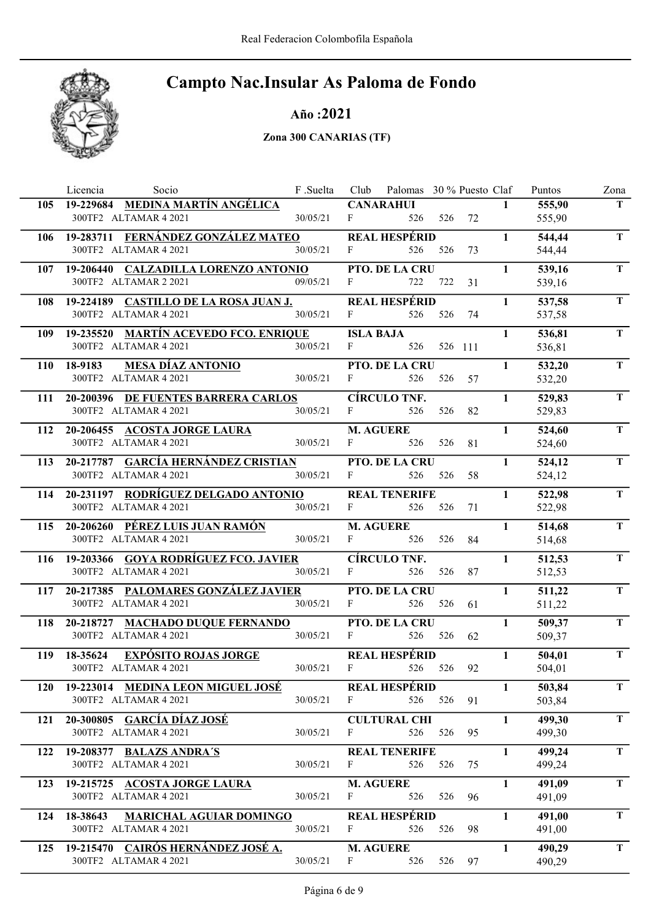Real Federacion Colombofila Española

# Campto Nac.Insular As Paloma de Fondo

## Año :2021

### Zona 300 CANARIAS (TF)

| | Licencia | Socio | F .Suelta | Club | Palomas | 30 % | Puesto | Claf | Puntos | Zona |
|---|---|---|---|---|---|---|---|---|---|---|
| 105 | 19-229684 | **MEDINA MARTÍN ANGÉLICA** | | **CANARAHUI** | | | | 1 | **555,90** | T |
| | 300TF2 | ALTAMAR 4 2021 | 30/05/21 | F | 526 | 526 | 72 | | 555,90 | |
| 106 | 19-283711 | **FERNÁNDEZ GONZÁLEZ MATEO** | | **REAL HESPÉRID** | | | | 1 | **544,44** | T |
| | 300TF2 | ALTAMAR 4 2021 | 30/05/21 | F | 526 | 526 | 73 | | 544,44 | |
| 107 | 19-206440 | **CALZADILLA LORENZO ANTONIO** | | **PTO. DE LA CRU** | | | | 1 | **539,16** | T |
| | 300TF2 | ALTAMAR 2 2021 | 09/05/21 | F | 722 | 722 | 31 | | 539,16 | |
| 108 | 19-224189 | **CASTILLO DE LA ROSA JUAN J.** | | **REAL HESPÉRID** | | | | 1 | **537,58** | T |
| | 300TF2 | ALTAMAR 4 2021 | 30/05/21 | F | 526 | 526 | 74 | | 537,58 | |
| 109 | 19-235520 | **MARTÍN ACEVEDO FCO. ENRIQUE** | | **ISLA BAJA** | | | | 1 | **536,81** | T |
| | 300TF2 | ALTAMAR 4 2021 | 30/05/21 | F | 526 | 526 | 111 | | 536,81 | |
| 110 | 18-9183 | **MESA DÍAZ ANTONIO** | | **PTO. DE LA CRU** | | | | 1 | **532,20** | T |
| | 300TF2 | ALTAMAR 4 2021 | 30/05/21 | F | 526 | 526 | 57 | | 532,20 | |
| 111 | 20-200396 | **DE FUENTES BARRERA CARLOS** | | **CÍRCULO TNF.** | | | | 1 | **529,83** | T |
| | 300TF2 | ALTAMAR 4 2021 | 30/05/21 | F | 526 | 526 | 82 | | 529,83 | |
| 112 | 20-206455 | **ACOSTA JORGE LAURA** | | **M. AGUERE** | | | | 1 | **524,60** | T |
| | 300TF2 | ALTAMAR 4 2021 | 30/05/21 | F | 526 | 526 | 81 | | 524,60 | |
| 113 | 20-217787 | **GARCÍA HERNÁNDEZ CRISTIAN** | | **PTO. DE LA CRU** | | | | 1 | **524,12** | T |
| | 300TF2 | ALTAMAR 4 2021 | 30/05/21 | F | 526 | 526 | 58 | | 524,12 | |
| 114 | 20-231197 | **RODRÍGUEZ DELGADO ANTONIO** | | **REAL TENERIFE** | | | | 1 | **522,98** | T |
| | 300TF2 | ALTAMAR 4 2021 | 30/05/21 | F | 526 | 526 | 71 | | 522,98 | |
| 115 | 20-206260 | **PÉREZ LUIS JUAN RAMÓN** | | **M. AGUERE** | | | | 1 | **514,68** | T |
| | 300TF2 | ALTAMAR 4 2021 | 30/05/21 | F | 526 | 526 | 84 | | 514,68 | |
| 116 | 19-203366 | **GOYA RODRÍGUEZ FCO. JAVIER** | | **CÍRCULO TNF.** | | | | 1 | **512,53** | T |
| | 300TF2 | ALTAMAR 4 2021 | 30/05/21 | F | 526 | 526 | 87 | | 512,53 | |
| 117 | 20-217385 | **PALOMARES GONZÁLEZ JAVIER** | | **PTO. DE LA CRU** | | | | 1 | **511,22** | T |
| | 300TF2 | ALTAMAR 4 2021 | 30/05/21 | F | 526 | 526 | 61 | | 511,22 | |
| 118 | 20-218727 | **MACHADO DUQUE FERNANDO** | | **PTO. DE LA CRU** | | | | 1 | **509,37** | T |
| | 300TF2 | ALTAMAR 4 2021 | 30/05/21 | F | 526 | 526 | 62 | | 509,37 | |
| 119 | 18-35624 | **EXPÓSITO ROJAS JORGE** | | **REAL HESPÉRID** | | | | 1 | **504,01** | T |
| | 300TF2 | ALTAMAR 4 2021 | 30/05/21 | F | 526 | 526 | 92 | | 504,01 | |
| 120 | 19-223014 | **MEDINA LEON MIGUEL JOSÉ** | | **REAL HESPÉRID** | | | | 1 | **503,84** | T |
| | 300TF2 | ALTAMAR 4 2021 | 30/05/21 | F | 526 | 526 | 91 | | 503,84 | |
| 121 | 20-300805 | **GARCÍA DÍAZ JOSÉ** | | **CULTURAL CHI** | | | | 1 | **499,30** | T |
| | 300TF2 | ALTAMAR 4 2021 | 30/05/21 | F | 526 | 526 | 95 | | 499,30 | |
| 122 | 19-208377 | **BALAZS ANDRA´S** | | **REAL TENERIFE** | | | | 1 | **499,24** | T |
| | 300TF2 | ALTAMAR 4 2021 | 30/05/21 | F | 526 | 526 | 75 | | 499,24 | |
| 123 | 19-215725 | **ACOSTA JORGE LAURA** | | **M. AGUERE** | | | | 1 | **491,09** | T |
| | 300TF2 | ALTAMAR 4 2021 | 30/05/21 | F | 526 | 526 | 96 | | 491,09 | |
| 124 | 18-38643 | **MARICHAL AGUIAR DOMINGO** | | **REAL HESPÉRID** | | | | 1 | **491,00** | T |
| | 300TF2 | ALTAMAR 4 2021 | 30/05/21 | F | 526 | 526 | 98 | | 491,00 | |
| 125 | 19-215470 | **CAIRÓS HERNÁNDEZ JOSÉ A.** | | **M. AGUERE** | | | | 1 | **490,29** | T |
| | 300TF2 | ALTAMAR 4 2021 | 30/05/21 | F | 526 | 526 | 97 | | 490,29 | |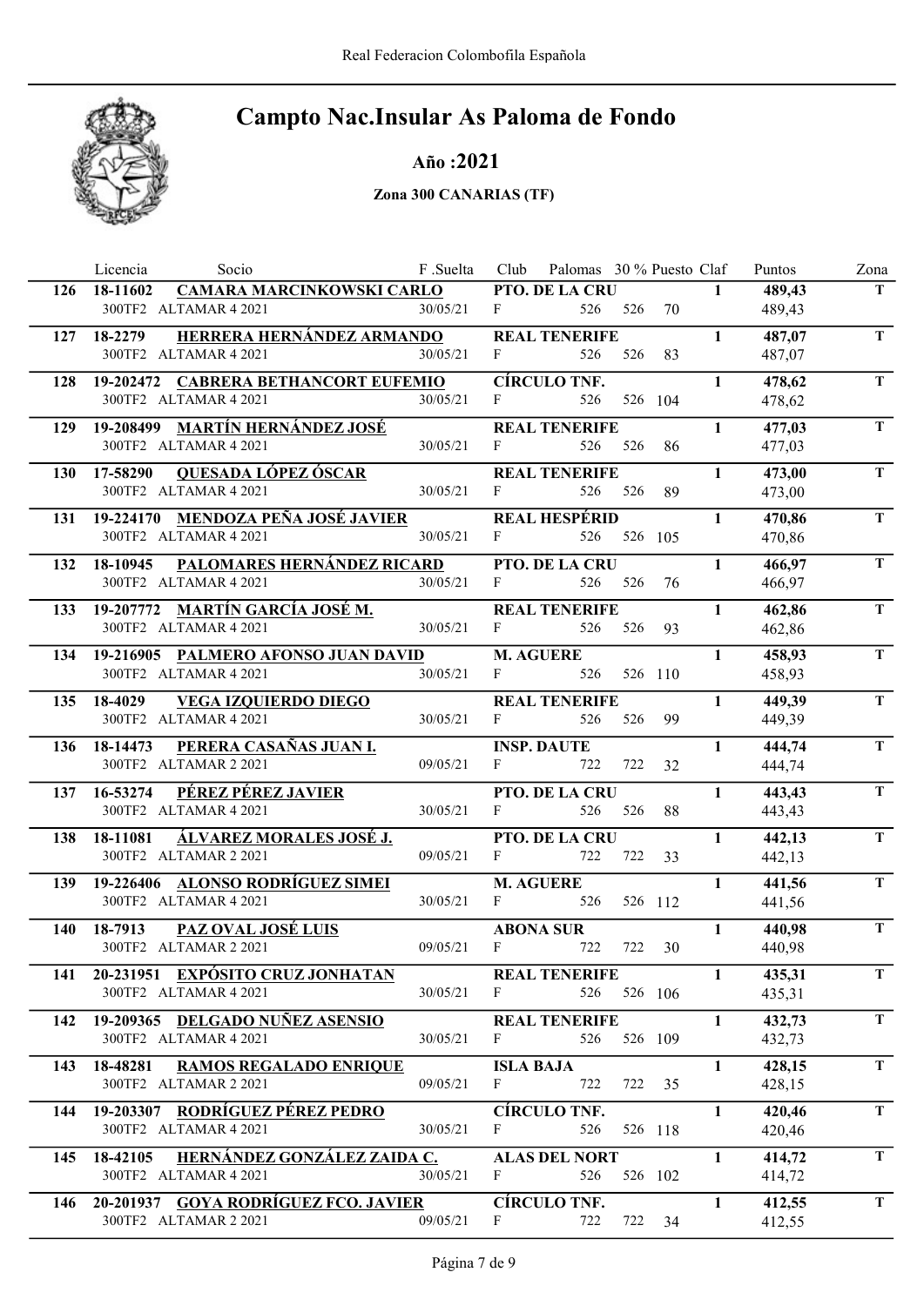# Campto Nac.Insular As Paloma de Fondo

## Año :2021

### Zona 300 CANARIAS (TF)

| | Licencia | Socio | F .Suelta | Club | Palomas | 30 % | Puesto | Claf | Puntos | Zona |
|---|---|---|---|---|---|---|---|---|---|---|
| 126 | 18-11602 | CAMARA MARCINKOWSKI CARLO | | PTO. DE LA CRU | | | | 1 | 489,43 | T |
| | | 300TF2 ALTAMAR 4 2021 | 30/05/21 | F | 526 | 526 | 70 | | 489,43 | |
| 127 | 18-2279 | HERRERA HERNÁNDEZ ARMANDO | | REAL TENERIFE | | | | 1 | 487,07 | T |
| | | 300TF2 ALTAMAR 4 2021 | 30/05/21 | F | 526 | 526 | 83 | | 487,07 | |
| 128 | 19-202472 | CABRERA BETHANCORT EUFEMIO | | CÍRCULO TNF. | | | | 1 | 478,62 | T |
| | | 300TF2 ALTAMAR 4 2021 | 30/05/21 | F | 526 | 526 | 104 | | 478,62 | |
| 129 | 19-208499 | MARTÍN HERNÁNDEZ JOSÉ | | REAL TENERIFE | | | | 1 | 477,03 | T |
| | | 300TF2 ALTAMAR 4 2021 | 30/05/21 | F | 526 | 526 | 86 | | 477,03 | |
| 130 | 17-58290 | QUESADA LÓPEZ ÓSCAR | | REAL TENERIFE | | | | 1 | 473,00 | T |
| | | 300TF2 ALTAMAR 4 2021 | 30/05/21 | F | 526 | 526 | 89 | | 473,00 | |
| 131 | 19-224170 | MENDOZA PEÑA JOSÉ JAVIER | | REAL HESPÉRID | | | | 1 | 470,86 | T |
| | | 300TF2 ALTAMAR 4 2021 | 30/05/21 | F | 526 | 526 | 105 | | 470,86 | |
| 132 | 18-10945 | PALOMARES HERNÁNDEZ RICARD | | PTO. DE LA CRU | | | | 1 | 466,97 | T |
| | | 300TF2 ALTAMAR 4 2021 | 30/05/21 | F | 526 | 526 | 76 | | 466,97 | |
| 133 | 19-207772 | MARTÍN GARCÍA JOSÉ M. | | REAL TENERIFE | | | | 1 | 462,86 | T |
| | | 300TF2 ALTAMAR 4 2021 | 30/05/21 | F | 526 | 526 | 93 | | 462,86 | |
| 134 | 19-216905 | PALMERO AFONSO JUAN DAVID | | M. AGUERE | | | | 1 | 458,93 | T |
| | | 300TF2 ALTAMAR 4 2021 | 30/05/21 | F | 526 | 526 | 110 | | 458,93 | |
| 135 | 18-4029 | VEGA IZQUIERDO DIEGO | | REAL TENERIFE | | | | 1 | 449,39 | T |
| | | 300TF2 ALTAMAR 4 2021 | 30/05/21 | F | 526 | 526 | 99 | | 449,39 | |
| 136 | 18-14473 | PERERA CASAÑAS JUAN I. | | INSP. DAUTE | | | | 1 | 444,74 | T |
| | | 300TF2 ALTAMAR 2 2021 | 09/05/21 | F | 722 | 722 | 32 | | 444,74 | |
| 137 | 16-53274 | PÉREZ PÉREZ JAVIER | | PTO. DE LA CRU | | | | 1 | 443,43 | T |
| | | 300TF2 ALTAMAR 4 2021 | 30/05/21 | F | 526 | 526 | 88 | | 443,43 | |
| 138 | 18-11081 | ÁLVAREZ MORALES JOSÉ J. | | PTO. DE LA CRU | | | | 1 | 442,13 | T |
| | | 300TF2 ALTAMAR 2 2021 | 09/05/21 | F | 722 | 722 | 33 | | 442,13 | |
| 139 | 19-226406 | ALONSO RODRÍGUEZ SIMEI | | M. AGUERE | | | | 1 | 441,56 | T |
| | | 300TF2 ALTAMAR 4 2021 | 30/05/21 | F | 526 | 526 | 112 | | 441,56 | |
| 140 | 18-7913 | PAZ OVAL JOSÉ LUIS | | ABONA SUR | | | | 1 | 440,98 | T |
| | | 300TF2 ALTAMAR 2 2021 | 09/05/21 | F | 722 | 722 | 30 | | 440,98 | |
| 141 | 20-231951 | EXPÓSITO CRUZ JONHATAN | | REAL TENERIFE | | | | 1 | 435,31 | T |
| | | 300TF2 ALTAMAR 4 2021 | 30/05/21 | F | 526 | 526 | 106 | | 435,31 | |
| 142 | 19-209365 | DELGADO NUÑEZ ASENSIO | | REAL TENERIFE | | | | 1 | 432,73 | T |
| | | 300TF2 ALTAMAR 4 2021 | 30/05/21 | F | 526 | 526 | 109 | | 432,73 | |
| 143 | 18-48281 | RAMOS REGALADO ENRIQUE | | ISLA BAJA | | | | 1 | 428,15 | T |
| | | 300TF2 ALTAMAR 2 2021 | 09/05/21 | F | 722 | 722 | 35 | | 428,15 | |
| 144 | 19-203307 | RODRÍGUEZ PÉREZ PEDRO | | CÍRCULO TNF. | | | | 1 | 420,46 | T |
| | | 300TF2 ALTAMAR 4 2021 | 30/05/21 | F | 526 | 526 | 118 | | 420,46 | |
| 145 | 18-42105 | HERNÁNDEZ GONZÁLEZ ZAIDA C. | | ALAS DEL NORT | | | | 1 | 414,72 | T |
| | | 300TF2 ALTAMAR 4 2021 | 30/05/21 | F | 526 | 526 | 102 | | 414,72 | |
| 146 | 20-201937 | GOYA RODRÍGUEZ FCO. JAVIER | | CÍRCULO TNF. | | | | 1 | 412,55 | T |
| | | 300TF2 ALTAMAR 2 2021 | 09/05/21 | F | 722 | 722 | 34 | | 412,55 | |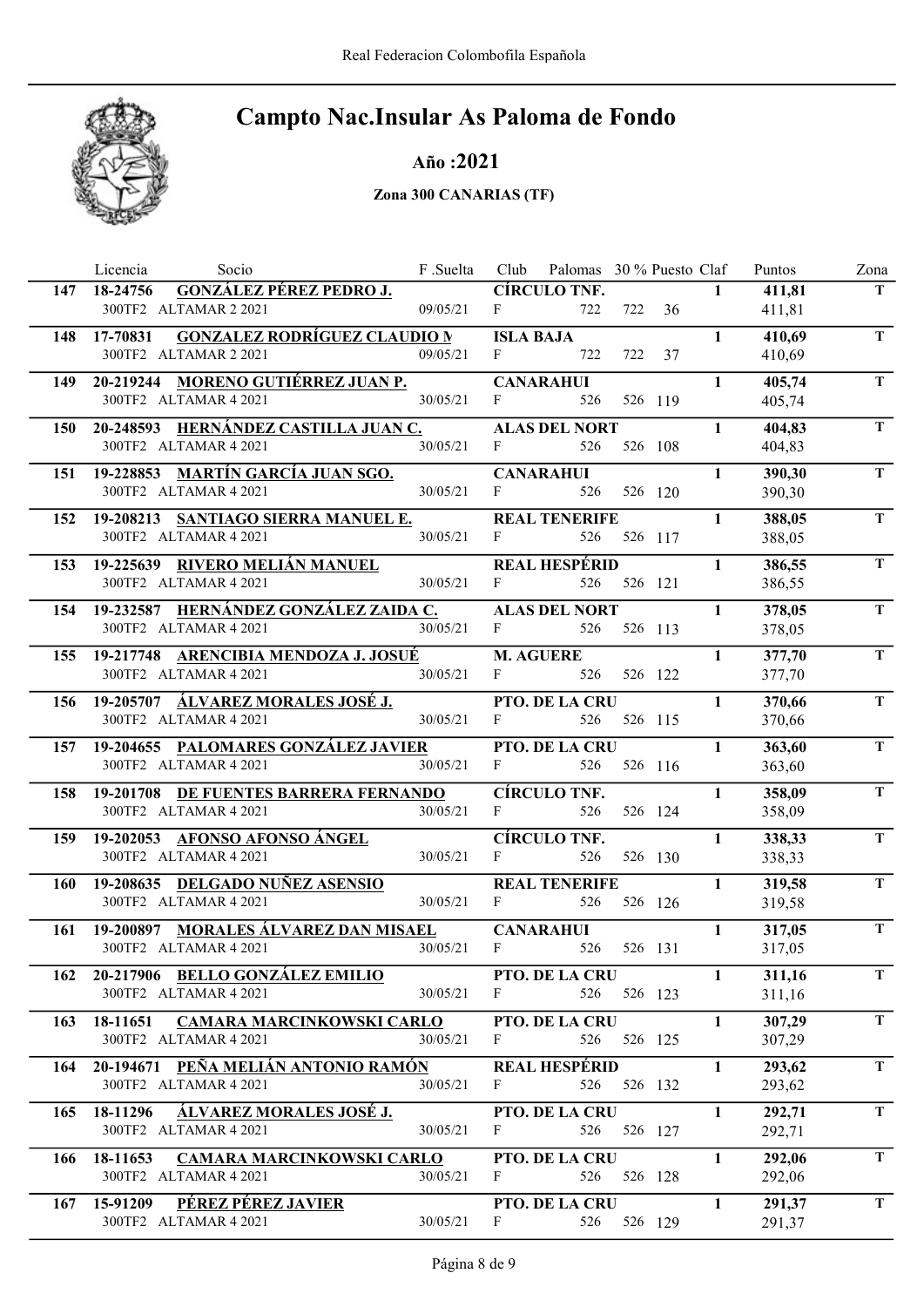# Campto Nac.Insular As Paloma de Fondo

## Año :2021

### Zona 300 CANARIAS (TF)

| | Licencia | Socio | F .Suelta | Club | Palomas | 30 % | Puesto | Claf | Puntos | Zona |
|---|---|---|---|---|---|---|---|---|---|---|
| 147 | 18-24756 | **GONZÁLEZ PÉREZ PEDRO J.** | | **CÍRCULO TNF.** | | | | 1 | **411,81** | T |
| | | 300TF2 ALTAMAR 2 2021 | 09/05/21 | F | 722 | 722 | 36 | | 411,81 | |
| 148 | 17-70831 | **GONZALEZ RODRÍGUEZ CLAUDIO M** | | **ISLA BAJA** | | | | 1 | **410,69** | T |
| | | 300TF2 ALTAMAR 2 2021 | 09/05/21 | F | 722 | 722 | 37 | | 410,69 | |
| 149 | 20-219244 | **MORENO GUTIÉRREZ JUAN P.** | | **CANARAHUI** | | | | 1 | **405,74** | T |
| | | 300TF2 ALTAMAR 4 2021 | 30/05/21 | F | 526 | 526 | 119 | | 405,74 | |
| 150 | 20-248593 | **HERNÁNDEZ CASTILLA JUAN C.** | | **ALAS DEL NORT** | | | | 1 | **404,83** | T |
| | | 300TF2 ALTAMAR 4 2021 | 30/05/21 | F | 526 | 526 | 108 | | 404,83 | |
| 151 | 19-228853 | **MARTÍN GARCÍA JUAN SGO.** | | **CANARAHUI** | | | | 1 | **390,30** | T |
| | | 300TF2 ALTAMAR 4 2021 | 30/05/21 | F | 526 | 526 | 120 | | 390,30 | |
| 152 | 19-208213 | **SANTIAGO SIERRA MANUEL E.** | | **REAL TENERIFE** | | | | 1 | **388,05** | T |
| | | 300TF2 ALTAMAR 4 2021 | 30/05/21 | F | 526 | 526 | 117 | | 388,05 | |
| 153 | 19-225639 | **RIVERO MELIÁN MANUEL** | | **REAL HESPÉRID** | | | | 1 | **386,55** | T |
| | | 300TF2 ALTAMAR 4 2021 | 30/05/21 | F | 526 | 526 | 121 | | 386,55 | |
| 154 | 19-232587 | **HERNÁNDEZ GONZÁLEZ ZAIDA C.** | | **ALAS DEL NORT** | | | | 1 | **378,05** | T |
| | | 300TF2 ALTAMAR 4 2021 | 30/05/21 | F | 526 | 526 | 113 | | 378,05 | |
| 155 | 19-217748 | **ARENCIBIA MENDOZA J. JOSUÉ** | | **M. AGUERE** | | | | 1 | **377,70** | T |
| | | 300TF2 ALTAMAR 4 2021 | 30/05/21 | F | 526 | 526 | 122 | | 377,70 | |
| 156 | 19-205707 | **ÁLVAREZ MORALES JOSÉ J.** | | **PTO. DE LA CRU** | | | | 1 | **370,66** | T |
| | | 300TF2 ALTAMAR 4 2021 | 30/05/21 | F | 526 | 526 | 115 | | 370,66 | |
| 157 | 19-204655 | **PALOMARES GONZÁLEZ JAVIER** | | **PTO. DE LA CRU** | | | | 1 | **363,60** | T |
| | | 300TF2 ALTAMAR 4 2021 | 30/05/21 | F | 526 | 526 | 116 | | 363,60 | |
| 158 | 19-201708 | **DE FUENTES BARRERA FERNANDO** | | **CÍRCULO TNF.** | | | | 1 | **358,09** | T |
| | | 300TF2 ALTAMAR 4 2021 | 30/05/21 | F | 526 | 526 | 124 | | 358,09 | |
| 159 | 19-202053 | **AFONSO AFONSO ÁNGEL** | | **CÍRCULO TNF.** | | | | 1 | **338,33** | T |
| | | 300TF2 ALTAMAR 4 2021 | 30/05/21 | F | 526 | 526 | 130 | | 338,33 | |
| 160 | 19-208635 | **DELGADO NUÑEZ ASENSIO** | | **REAL TENERIFE** | | | | 1 | **319,58** | T |
| | | 300TF2 ALTAMAR 4 2021 | 30/05/21 | F | 526 | 526 | 126 | | 319,58 | |
| 161 | 19-200897 | **MORALES ÁLVAREZ DAN MISAEL** | | **CANARAHUI** | | | | 1 | **317,05** | T |
| | | 300TF2 ALTAMAR 4 2021 | 30/05/21 | F | 526 | 526 | 131 | | 317,05 | |
| 162 | 20-217906 | **BELLO GONZÁLEZ EMILIO** | | **PTO. DE LA CRU** | | | | 1 | **311,16** | T |
| | | 300TF2 ALTAMAR 4 2021 | 30/05/21 | F | 526 | 526 | 123 | | 311,16 | |
| 163 | 18-11651 | **CAMARA MARCINKOWSKI CARLO** | | **PTO. DE LA CRU** | | | | 1 | **307,29** | T |
| | | 300TF2 ALTAMAR 4 2021 | 30/05/21 | F | 526 | 526 | 125 | | 307,29 | |
| 164 | 20-194671 | **PEÑA MELIÁN ANTONIO RAMÓN** | | **REAL HESPÉRID** | | | | 1 | **293,62** | T |
| | | 300TF2 ALTAMAR 4 2021 | 30/05/21 | F | 526 | 526 | 132 | | 293,62 | |
| 165 | 18-11296 | **ÁLVAREZ MORALES JOSÉ J.** | | **PTO. DE LA CRU** | | | | 1 | **292,71** | T |
| | | 300TF2 ALTAMAR 4 2021 | 30/05/21 | F | 526 | 526 | 127 | | 292,71 | |
| 166 | 18-11653 | **CAMARA MARCINKOWSKI CARLO** | | **PTO. DE LA CRU** | | | | 1 | **292,06** | T |
| | | 300TF2 ALTAMAR 4 2021 | 30/05/21 | F | 526 | 526 | 128 | | 292,06 | |
| 167 | 15-91209 | **PÉREZ PÉREZ JAVIER** | | **PTO. DE LA CRU** | | | | 1 | **291,37** | T |
| | | 300TF2 ALTAMAR 4 2021 | 30/05/21 | F | 526 | 526 | 129 | | 291,37 | |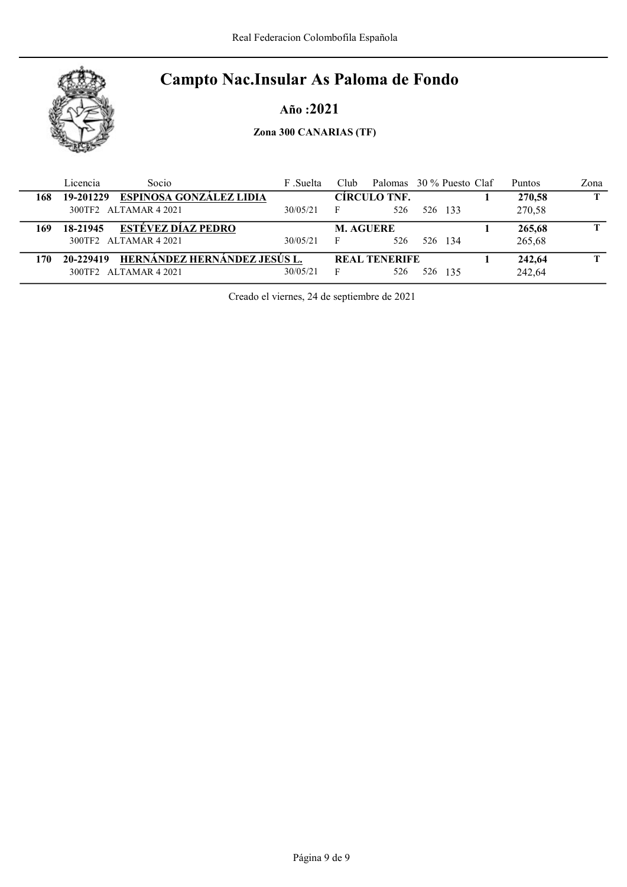# Campto Nac.Insular As Paloma de Fondo

**Año :2021**

**Zona 300 CANARIAS (TF)**

| | Licencia | Socio | F .Suelta | Club | Palomas | 30 % | Puesto | Claf | Puntos | Zona |
|---|---|---|---|---|---|---|---|---|---|---|
| **168** | **19-201229** | **ESPINOSA GONZÁLEZ LIDIA** | | **CÍRCULO TNF.** | | | | **1** | **270,58** | **T** |
| | 300TF2 | ALTAMAR 4 2021 | 30/05/21 | F | 526 | 526 | 133 | | 270,58 | |
| **169** | **18-21945** | **ESTÉVEZ DÍAZ PEDRO** | | **M. AGUERE** | | | | **1** | **265,68** | **T** |
| | 300TF2 | ALTAMAR 4 2021 | 30/05/21 | F | 526 | 526 | 134 | | 265,68 | |
| **170** | **20-229419** | **HERNÁNDEZ HERNÁNDEZ JESÚS L.** | | **REAL TENERIFE** | | | | **1** | **242,64** | **T** |
| | 300TF2 | ALTAMAR 4 2021 | 30/05/21 | F | 526 | 526 | 135 | | 242,64 | |

Creado el viernes, 24 de septiembre de 2021